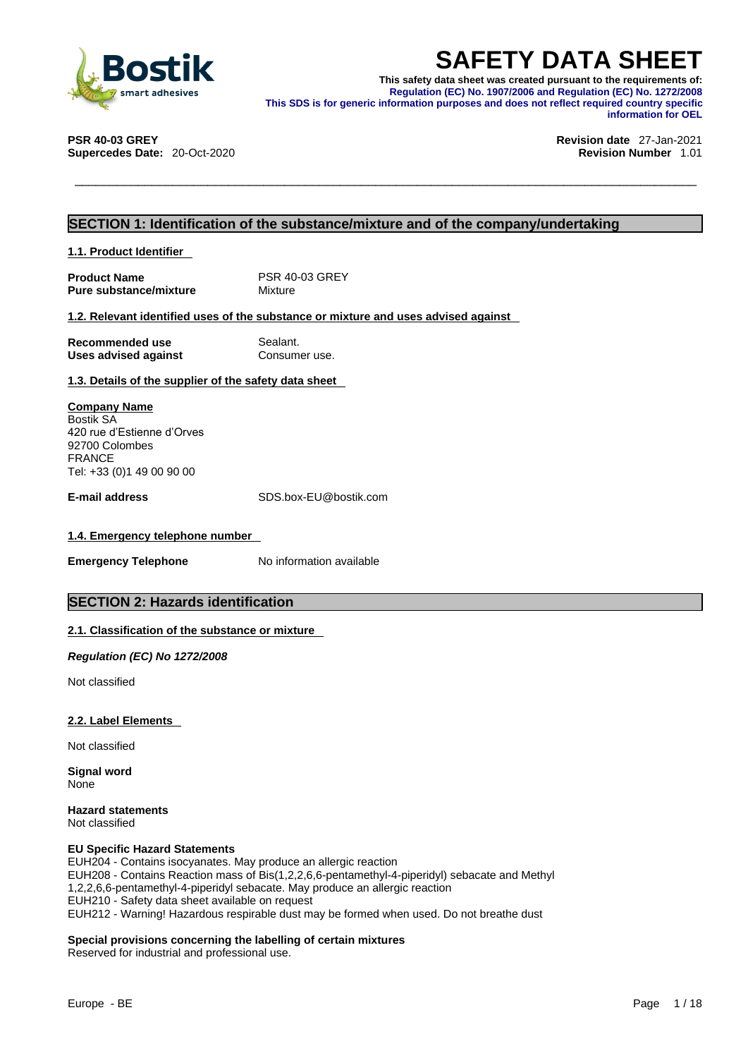# SAFETY DATA SHEET

**This safety data sheet was created pursuant to the requirements of:**
**Regulation (EC) No. 1907/2006 and Regulation (EC) No. 1272/2008**
**This SDS is for generic information purposes and does not reflect required country specific information for OEL**

**PSR 40-03 GREY**
**Supercedes Date:** 20-Oct-2020

**Revision date** 27-Jan-2021
**Revision Number** 1.01

## SECTION 1: Identification of the substance/mixture and of the company/undertaking

### 1.1. Product Identifier

**Product Name** PSR 40-03 GREY
**Pure substance/mixture** Mixture

### 1.2. Relevant identified uses of the substance or mixture and uses advised against

**Recommended use** Sealant.
**Uses advised against** Consumer use.

### 1.3. Details of the supplier of the safety data sheet

**Company Name**
Bostik SA
420 rue d'Estienne d'Orves
92700 Colombes
FRANCE
Tel: +33 (0)1 49 00 90 00

**E-mail address** SDS.box-EU@bostik.com

### 1.4. Emergency telephone number

**Emergency Telephone** No information available

## SECTION 2: Hazards identification

### 2.1. Classification of the substance or mixture

***Regulation (EC) No 1272/2008***

Not classified

### 2.2. Label Elements

Not classified

**Signal word**
None

**Hazard statements**
Not classified

**EU Specific Hazard Statements**
EUH204 - Contains isocyanates. May produce an allergic reaction
EUH208 - Contains Reaction mass of Bis(1,2,2,6,6-pentamethyl-4-piperidyl) sebacate and Methyl 1,2,2,6,6-pentamethyl-4-piperidyl sebacate. May produce an allergic reaction
EUH210 - Safety data sheet available on request
EUH212 - Warning! Hazardous respirable dust may be formed when used. Do not breathe dust

**Special provisions concerning the labelling of certain mixtures**
Reserved for industrial and professional use.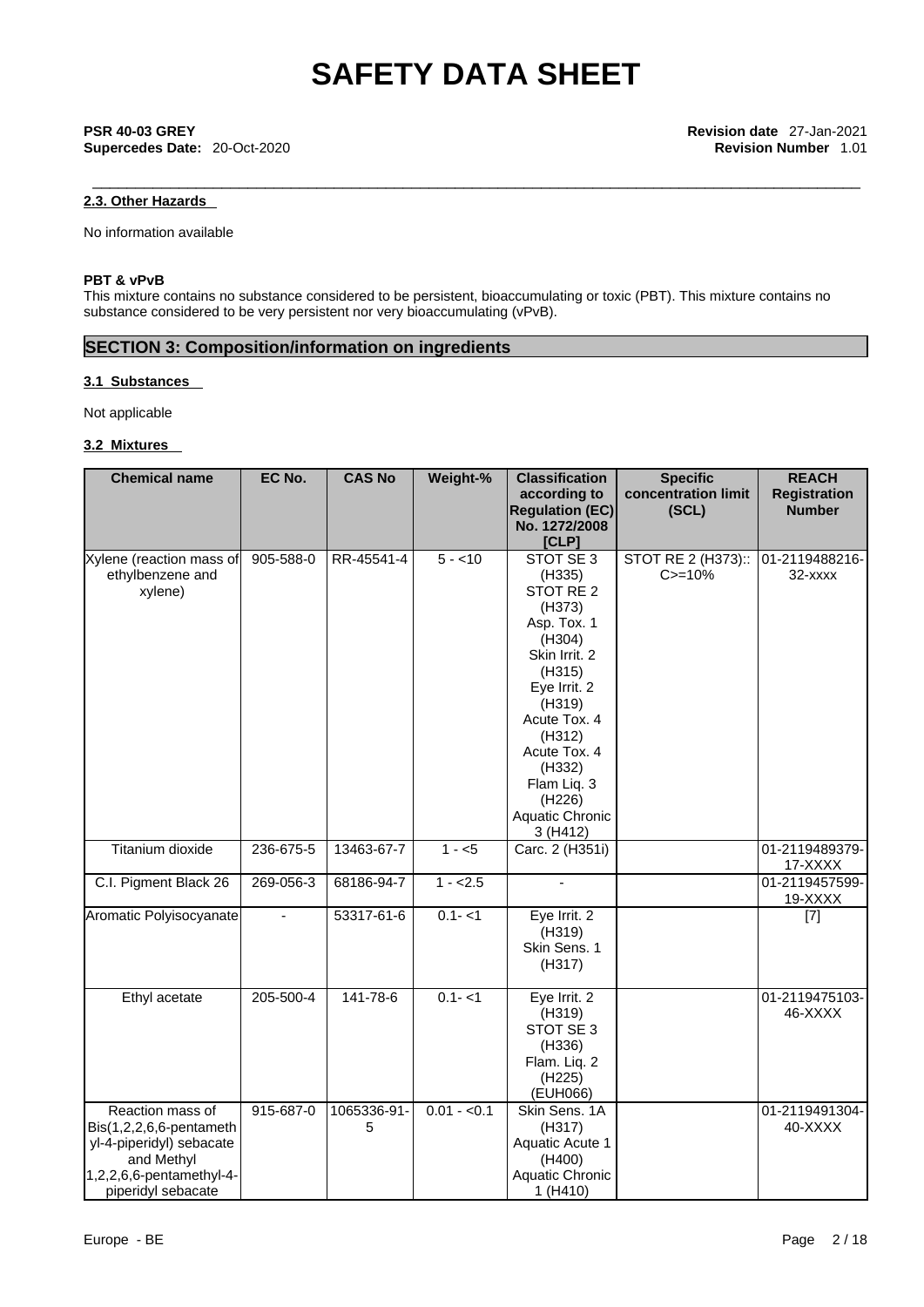## 2.3. Other Hazards

No information available

**PBT & vPvB**

This mixture contains no substance considered to be persistent, bioaccumulating or toxic (PBT). This mixture contains no substance considered to be very persistent nor very bioaccumulating (vPvB).

## SECTION 3: Composition/information on ingredients

### 3.1 Substances

Not applicable

### 3.2 Mixtures

| Chemical name | EC No. | CAS No | Weight-% | Classification according to Regulation (EC) No. 1272/2008 [CLP] | Specific concentration limit (SCL) | REACH Registration Number |
|---|---|---|---|---|---|---|
| Xylene (reaction mass of ethylbenzene and xylene) | 905-588-0 | RR-45541-4 | 5 - <10 | STOT SE 3 (H335) STOT RE 2 (H373) Asp. Tox. 1 (H304) Skin Irrit. 2 (H315) Eye Irrit. 2 (H319) Acute Tox. 4 (H312) Acute Tox. 4 (H332) Flam Liq. 3 (H226) Aquatic Chronic 3 (H412) | STOT RE 2 (H373):: C>=10% | 01-2119488216-32-xxxx |
| Titanium dioxide | 236-675-5 | 13463-67-7 | 1 - <5 | Carc. 2 (H351i) | | 01-2119489379-17-XXXX |
| C.I. Pigment Black 26 | 269-056-3 | 68186-94-7 | 1 - <2.5 | - | | 01-2119457599-19-XXXX |
| Aromatic Polyisocyanate | - | 53317-61-6 | 0.1- <1 | Eye Irrit. 2 (H319) Skin Sens. 1 (H317) | | [7] |
| Ethyl acetate | 205-500-4 | 141-78-6 | 0.1- <1 | Eye Irrit. 2 (H319) STOT SE 3 (H336) Flam. Liq. 2 (H225) (EUH066) | | 01-2119475103-46-XXXX |
| Reaction mass of Bis(1,2,2,6,6-pentamethyl-4-piperidyl) sebacate and Methyl 1,2,2,6,6-pentamethyl-4-piperidyl sebacate | 915-687-0 | 1065336-91-5 | 0.01 - <0.1 | Skin Sens. 1A (H317) Aquatic Acute 1 (H400) Aquatic Chronic 1 (H410) | | 01-2119491304-40-XXXX |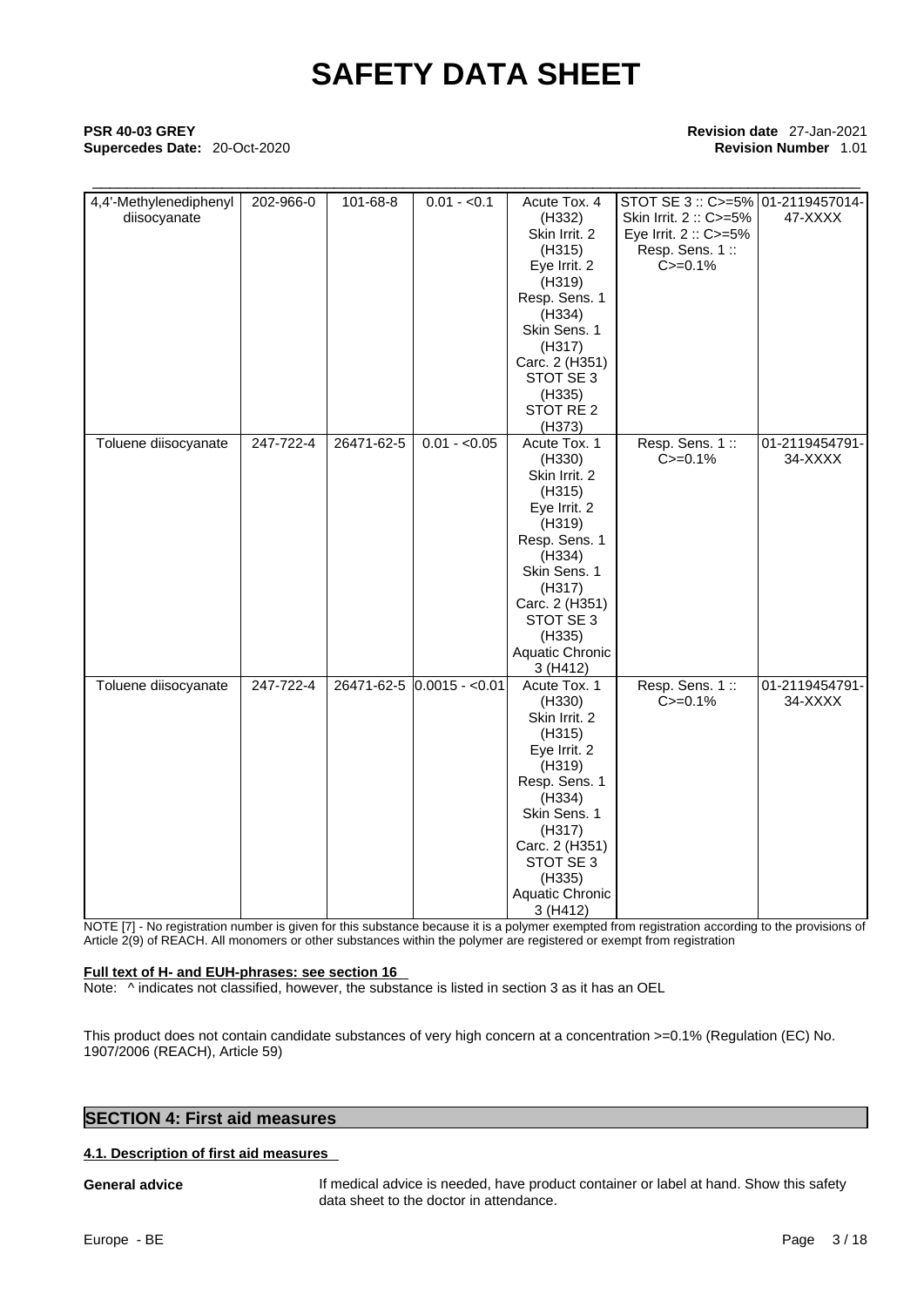| 4,4'-Methylenediphenyl diisocyanate | 202-966-0 | 101-68-8 | 0.01 - <0.1 | Acute Tox. 4 (H332) Skin Irrit. 2 (H315) Eye Irrit. 2 (H319) Resp. Sens. 1 (H334) Skin Sens. 1 (H317) Carc. 2 (H351) STOT SE 3 (H335) STOT RE 2 (H373) | STOT SE 3 :: C>=5% Skin Irrit. 2 :: C>=5% Eye Irrit. 2 :: C>=5% Resp. Sens. 1 :: C>=0.1% | 01-2119457014-47-XXXX |
|---|---|---|---|---|---|---|
| Toluene diisocyanate | 247-722-4 | 26471-62-5 | 0.01 - <0.05 | Acute Tox. 1 (H330) Skin Irrit. 2 (H315) Eye Irrit. 2 (H319) Resp. Sens. 1 (H334) Skin Sens. 1 (H317) Carc. 2 (H351) STOT SE 3 (H335) Aquatic Chronic 3 (H412) | Resp. Sens. 1 :: C>=0.1% | 01-2119454791-34-XXXX |
| Toluene diisocyanate | 247-722-4 | 26471-62-5 | 0.0015 - <0.01 | Acute Tox. 1 (H330) Skin Irrit. 2 (H315) Eye Irrit. 2 (H319) Resp. Sens. 1 (H334) Skin Sens. 1 (H317) Carc. 2 (H351) STOT SE 3 (H335) Aquatic Chronic 3 (H412) | Resp. Sens. 1 :: C>=0.1% | 01-2119454791-34-XXXX |

NOTE [7] - No registration number is given for this substance because it is a polymer exempted from registration according to the provisions of Article 2(9) of REACH. All monomers or other substances within the polymer are registered or exempt from registration

**Full text of H- and EUH-phrases: see section 16**

Note: ^ indicates not classified, however, the substance is listed in section 3 as it has an OEL

This product does not contain candidate substances of very high concern at a concentration >=0.1% (Regulation (EC) No. 1907/2006 (REACH), Article 59)

## SECTION 4: First aid measures

### 4.1. Description of first aid measures

**General advice** If medical advice is needed, have product container or label at hand. Show this safety data sheet to the doctor in attendance.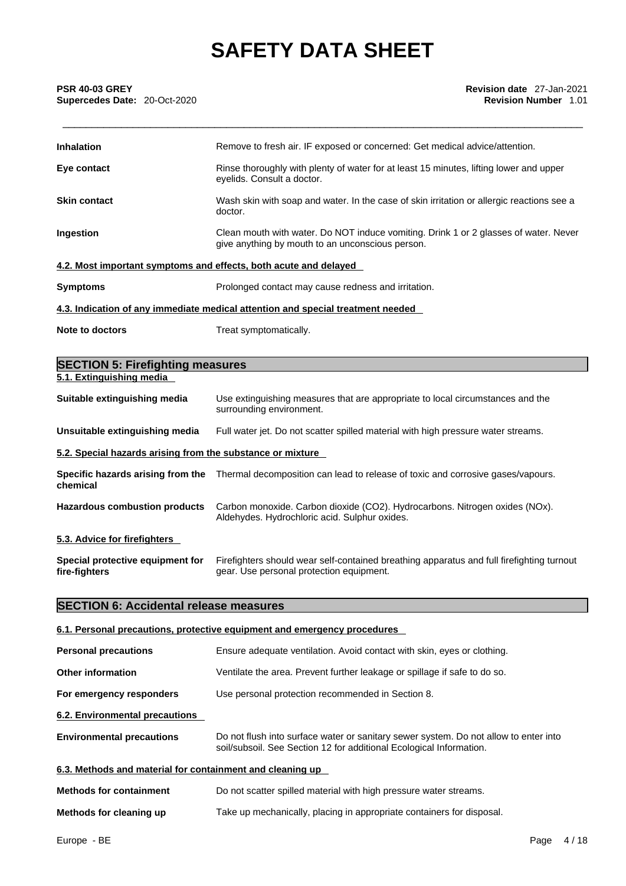**Inhalation** Remove to fresh air. IF exposed or concerned: Get medical advice/attention.

**Eye contact** Rinse thoroughly with plenty of water for at least 15 minutes, lifting lower and upper eyelids. Consult a doctor.

**Skin contact** Wash skin with soap and water. In the case of skin irritation or allergic reactions see a doctor.

**Ingestion** Clean mouth with water. Do NOT induce vomiting. Drink 1 or 2 glasses of water. Never give anything by mouth to an unconscious person.

**4.2. Most important symptoms and effects, both acute and delayed**

**Symptoms** Prolonged contact may cause redness and irritation.

**4.3. Indication of any immediate medical attention and special treatment needed**

**Note to doctors** Treat symptomatically.

## SECTION 5: Firefighting measures

**5.1. Extinguishing media**

**Suitable extinguishing media** Use extinguishing measures that are appropriate to local circumstances and the surrounding environment.

**Unsuitable extinguishing media** Full water jet. Do not scatter spilled material with high pressure water streams.

**5.2. Special hazards arising from the substance or mixture**

**Specific hazards arising from the chemical** Thermal decomposition can lead to release of toxic and corrosive gases/vapours.

**Hazardous combustion products** Carbon monoxide. Carbon dioxide ($CO_2$). Hydrocarbons. Nitrogen oxides ($NO_x$). Aldehydes. Hydrochloric acid. Sulphur oxides.

**5.3. Advice for firefighters**

**Special protective equipment for fire-fighters** Firefighters should wear self-contained breathing apparatus and full firefighting turnout gear. Use personal protection equipment.

## SECTION 6: Accidental release measures

**6.1. Personal precautions, protective equipment and emergency procedures**

**Personal precautions** Ensure adequate ventilation. Avoid contact with skin, eyes or clothing.

**Other information** Ventilate the area. Prevent further leakage or spillage if safe to do so.

**For emergency responders** Use personal protection recommended in Section 8.

**6.2. Environmental precautions**

**Environmental precautions** Do not flush into surface water or sanitary sewer system. Do not allow to enter into soil/subsoil. See Section 12 for additional Ecological Information.

**6.3. Methods and material for containment and cleaning up**

**Methods for containment** Do not scatter spilled material with high pressure water streams.

**Methods for cleaning up** Take up mechanically, placing in appropriate containers for disposal.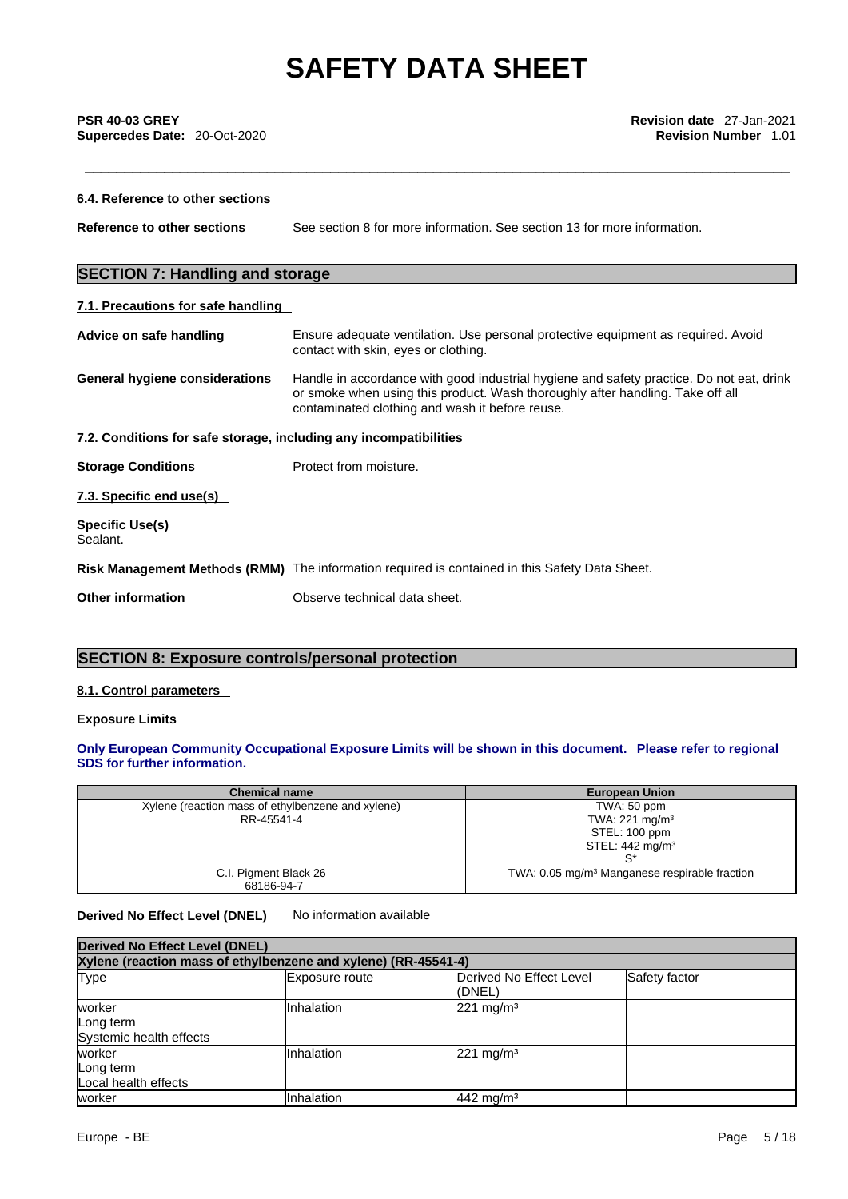#### 6.4. Reference to other sections

**Reference to other sections** See section 8 for more information. See section 13 for more information.

## SECTION 7: Handling and storage

#### 7.1. Precautions for safe handling

**Advice on safe handling** Ensure adequate ventilation. Use personal protective equipment as required. Avoid contact with skin, eyes or clothing.

**General hygiene considerations** Handle in accordance with good industrial hygiene and safety practice. Do not eat, drink or smoke when using this product. Wash thoroughly after handling. Take off all contaminated clothing and wash it before reuse.

#### 7.2. Conditions for safe storage, including any incompatibilities

**Storage Conditions** Protect from moisture.

#### 7.3. Specific end use(s)

**Specific Use(s)**
Sealant.

**Risk Management Methods (RMM)** The information required is contained in this Safety Data Sheet.

**Other information** Observe technical data sheet.

## SECTION 8: Exposure controls/personal protection

#### 8.1. Control parameters

**Exposure Limits**

**Only European Community Occupational Exposure Limits will be shown in this document. Please refer to regional SDS for further information.**

| Chemical name | European Union |
|---|---|
| Xylene (reaction mass of ethylbenzene and xylene)<br>RR-45541-4 | TWA: 50 ppm<br>TWA: 221 mg/m³<br>STEL: 100 ppm<br>STEL: 442 mg/m³<br>S* |
| C.I. Pigment Black 26<br>68186-94-7 | TWA: 0.05 mg/m³ Manganese respirable fraction |

**Derived No Effect Level (DNEL)** No information available

| Derived No Effect Level (DNEL) | | | |
|---|---|---|---|
| **Xylene (reaction mass of ethylbenzene and xylene) (RR-45541-4)** | | | |
| Type | Exposure route | Derived No Effect Level (DNEL) | Safety factor |
| worker<br>Long term<br>Systemic health effects | Inhalation | 221 mg/m³ | |
| worker<br>Long term<br>Local health effects | Inhalation | 221 mg/m³ | |
| worker | Inhalation | 442 mg/m³ | |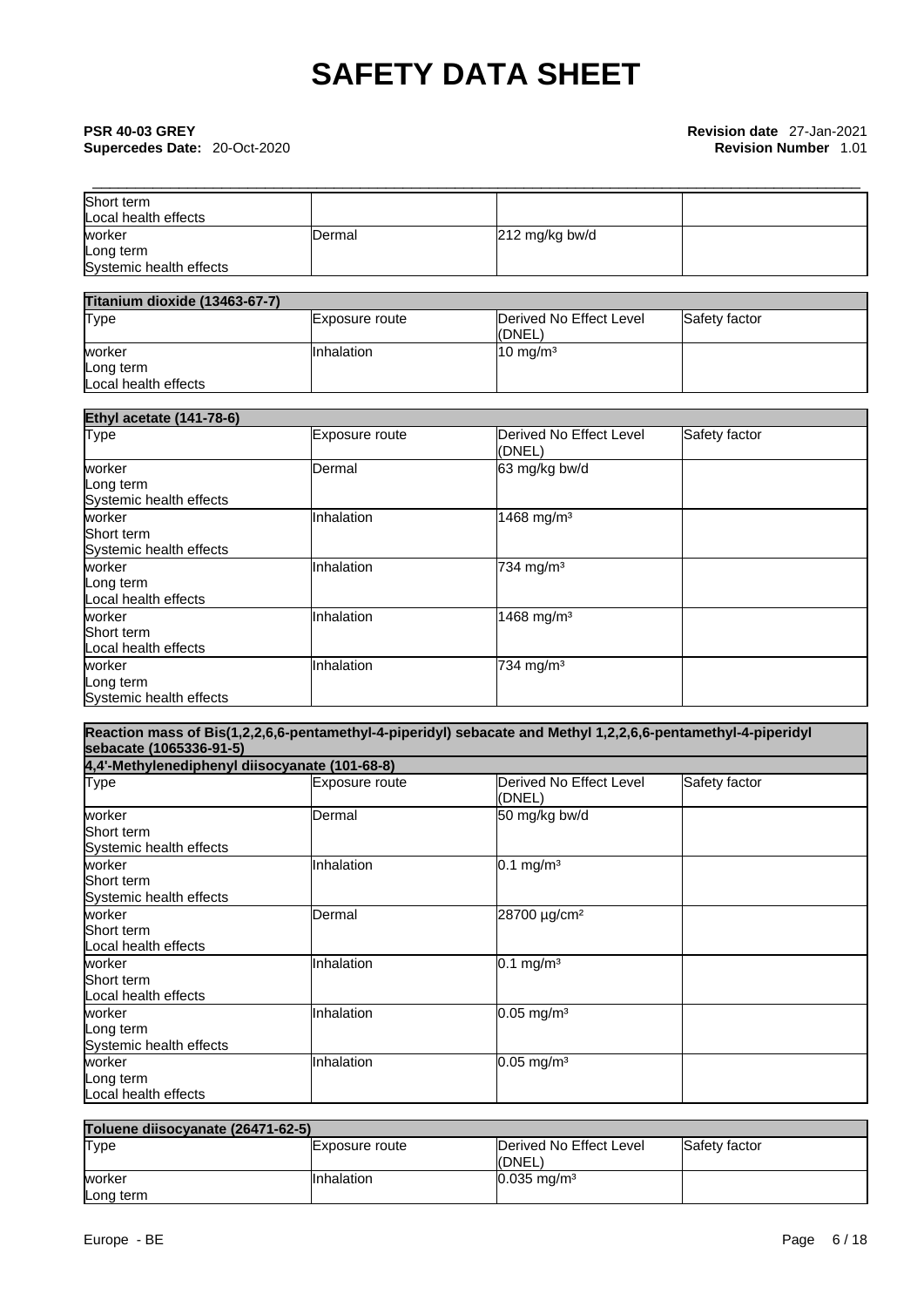| | | | |
|---|---|---|---|
| Short term<br>Local health effects | | | |
| worker<br>Long term<br>Systemic health effects | Dermal | 212 mg/kg bw/d | |

| **Titanium dioxide (13463-67-7)** | | | |
|---|---|---|---|
| Type | Exposure route | Derived No Effect Level (DNEL) | Safety factor |
| worker<br>Long term<br>Local health effects | Inhalation | 10 mg/m³ | |

| **Ethyl acetate (141-78-6)** | | | |
|---|---|---|---|
| Type | Exposure route | Derived No Effect Level (DNEL) | Safety factor |
| worker<br>Long term<br>Systemic health effects | Dermal | 63 mg/kg bw/d | |
| worker<br>Short term<br>Systemic health effects | Inhalation | 1468 mg/m³ | |
| worker<br>Long term<br>Local health effects | Inhalation | 734 mg/m³ | |
| worker<br>Short term<br>Local health effects | Inhalation | 1468 mg/m³ | |
| worker<br>Long term<br>Systemic health effects | Inhalation | 734 mg/m³ | |

| **Reaction mass of Bis(1,2,2,6,6-pentamethyl-4-piperidyl) sebacate and Methyl 1,2,2,6,6-pentamethyl-4-piperidyl sebacate (1065336-91-5)** | | | |
|---|---|---|---|
| **4,4'-Methylenediphenyl diisocyanate (101-68-8)** | | | |
| Type | Exposure route | Derived No Effect Level (DNEL) | Safety factor |
| worker<br>Short term<br>Systemic health effects | Dermal | 50 mg/kg bw/d | |
| worker<br>Short term<br>Systemic health effects | Inhalation | 0.1 mg/m³ | |
| worker<br>Short term<br>Local health effects | Dermal | 28700 µg/cm² | |
| worker<br>Short term<br>Local health effects | Inhalation | 0.1 mg/m³ | |
| worker<br>Long term<br>Systemic health effects | Inhalation | 0.05 mg/m³ | |
| worker<br>Long term<br>Local health effects | Inhalation | 0.05 mg/m³ | |

| **Toluene diisocyanate (26471-62-5)** | | | |
|---|---|---|---|
| Type | Exposure route | Derived No Effect Level (DNEL) | Safety factor |
| worker<br>Long term | Inhalation | 0.035 mg/m³ | |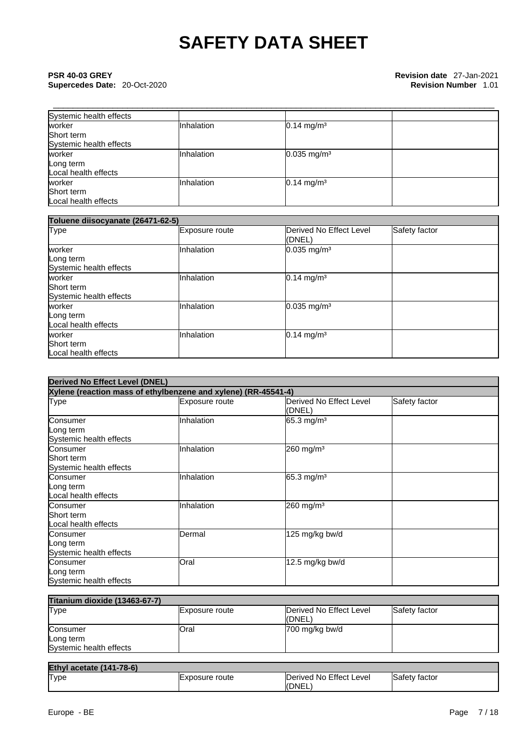| | | | |
|---|---|---|---|
| Systemic health effects | | | |
| worker<br>Short term<br>Systemic health effects | Inhalation | 0.14 mg/m³ | |
| worker<br>Long term<br>Local health effects | Inhalation | 0.035 mg/m³ | |
| worker<br>Short term<br>Local health effects | Inhalation | 0.14 mg/m³ | |

| Toluene diisocyanate (26471-62-5) | | | |
|---|---|---|---|
| Type | Exposure route | Derived No Effect Level (DNEL) | Safety factor |
| worker<br>Long term<br>Systemic health effects | Inhalation | 0.035 mg/m³ | |
| worker<br>Short term<br>Systemic health effects | Inhalation | 0.14 mg/m³ | |
| worker<br>Long term<br>Local health effects | Inhalation | 0.035 mg/m³ | |
| worker<br>Short term<br>Local health effects | Inhalation | 0.14 mg/m³ | |

**Derived No Effect Level (DNEL)**

| Xylene (reaction mass of ethylbenzene and xylene) (RR-45541-4) | | | |
|---|---|---|---|
| Type | Exposure route | Derived No Effect Level (DNEL) | Safety factor |
| Consumer<br>Long term<br>Systemic health effects | Inhalation | 65.3 mg/m³ | |
| Consumer<br>Short term<br>Systemic health effects | Inhalation | 260 mg/m³ | |
| Consumer<br>Long term<br>Local health effects | Inhalation | 65.3 mg/m³ | |
| Consumer<br>Short term<br>Local health effects | Inhalation | 260 mg/m³ | |
| Consumer<br>Long term<br>Systemic health effects | Dermal | 125 mg/kg bw/d | |
| Consumer<br>Long term<br>Systemic health effects | Oral | 12.5 mg/kg bw/d | |

| Titanium dioxide (13463-67-7) | | | |
|---|---|---|---|
| Type | Exposure route | Derived No Effect Level (DNEL) | Safety factor |
| Consumer<br>Long term<br>Systemic health effects | Oral | 700 mg/kg bw/d | |

| Ethyl acetate (141-78-6) | | | |
|---|---|---|---|
| Type | Exposure route | Derived No Effect Level (DNEL) | Safety factor |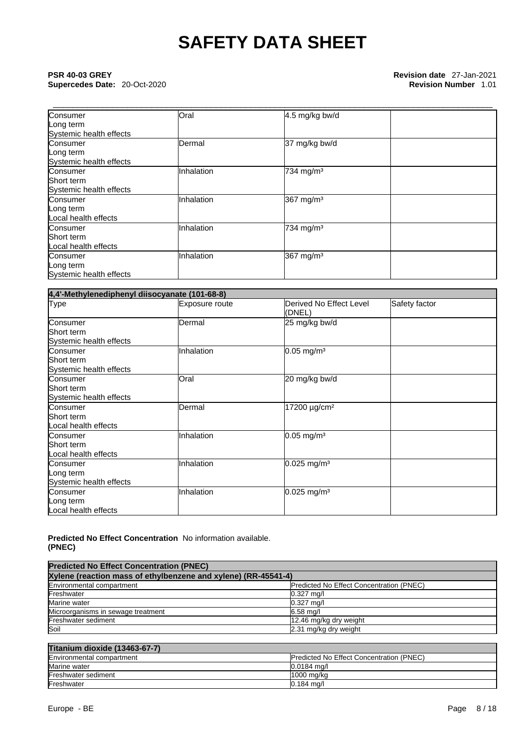| | | | |
|---|---|---|---|
| Consumer<br>Long term<br>Systemic health effects | Oral | 4.5 mg/kg bw/d | |
| Consumer<br>Long term<br>Systemic health effects | Dermal | 37 mg/kg bw/d | |
| Consumer<br>Short term<br>Systemic health effects | Inhalation | 734 mg/m³ | |
| Consumer<br>Long term<br>Local health effects | Inhalation | 367 mg/m³ | |
| Consumer<br>Short term<br>Local health effects | Inhalation | 734 mg/m³ | |
| Consumer<br>Long term<br>Systemic health effects | Inhalation | 367 mg/m³ | |

| 4,4'-Methylenediphenyl diisocyanate (101-68-8) | | | |
|---|---|---|---|
| Type | Exposure route | Derived No Effect Level (DNEL) | Safety factor |
| Consumer<br>Short term<br>Systemic health effects | Dermal | 25 mg/kg bw/d | |
| Consumer<br>Short term<br>Systemic health effects | Inhalation | 0.05 mg/m³ | |
| Consumer<br>Short term<br>Systemic health effects | Oral | 20 mg/kg bw/d | |
| Consumer<br>Short term<br>Local health effects | Dermal | 17200 µg/cm² | |
| Consumer<br>Short term<br>Local health effects | Inhalation | 0.05 mg/m³ | |
| Consumer<br>Long term<br>Systemic health effects | Inhalation | 0.025 mg/m³ | |
| Consumer<br>Long term<br>Local health effects | Inhalation | 0.025 mg/m³ | |

**Predicted No Effect Concentration (PNEC)** No information available.

| Predicted No Effect Concentration (PNEC) | |
|---|---|
| **Xylene (reaction mass of ethylbenzene and xylene) (RR-45541-4)** | |
| Environmental compartment | Predicted No Effect Concentration (PNEC) |
| Freshwater | 0.327 mg/l |
| Marine water | 0.327 mg/l |
| Microorganisms in sewage treatment | 6.58 mg/l |
| Freshwater sediment | 12.46 mg/kg dry weight |
| Soil | 2.31 mg/kg dry weight |

| Titanium dioxide (13463-67-7) | |
|---|---|
| Environmental compartment | Predicted No Effect Concentration (PNEC) |
| Marine water | 0.0184 mg/l |
| Freshwater sediment | 1000 mg/kg |
| Freshwater | 0.184 mg/l |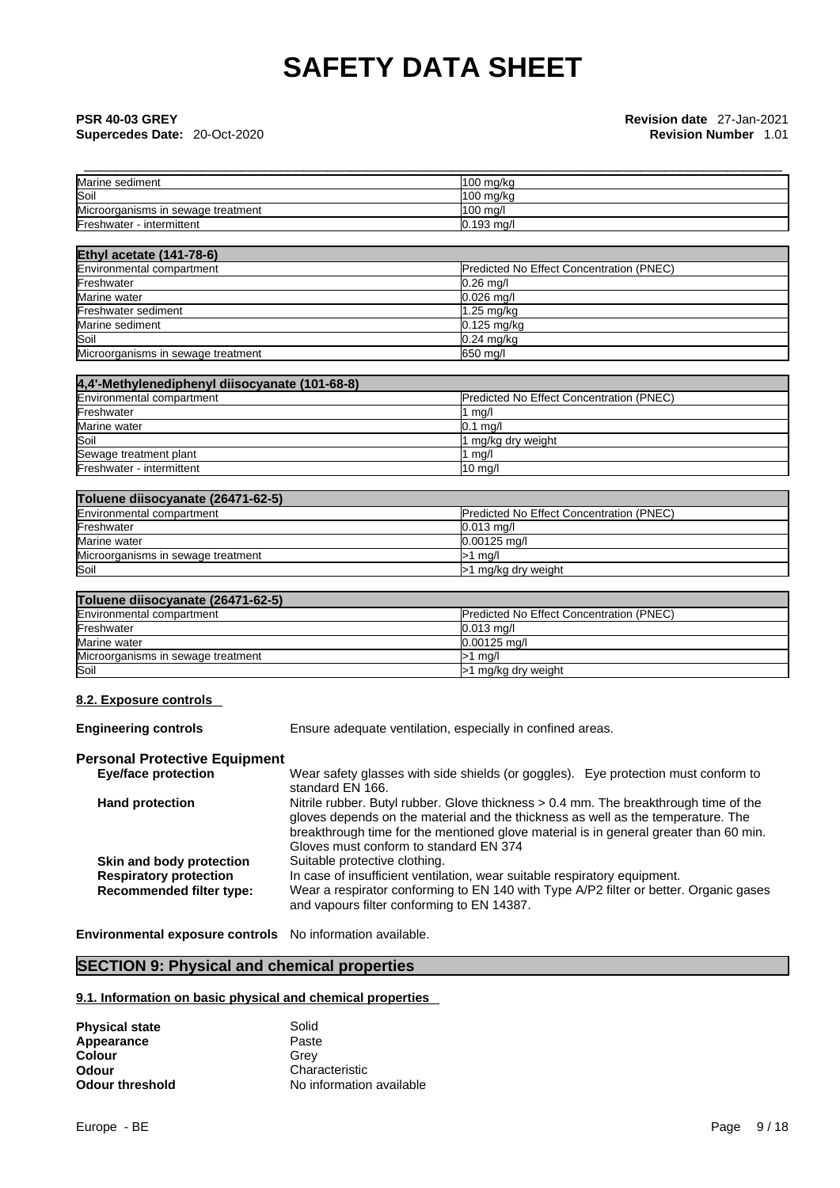| | |
|---|---|
| Marine sediment | 100 mg/kg |
| Soil | 100 mg/kg |
| Microorganisms in sewage treatment | 100 mg/l |
| Freshwater - intermittent | 0.193 mg/l |

| **Ethyl acetate (141-78-6)** | |
|---|---|
| Environmental compartment | Predicted No Effect Concentration (PNEC) |
| Freshwater | 0.26 mg/l |
| Marine water | 0.026 mg/l |
| Freshwater sediment | 1.25 mg/kg |
| Marine sediment | 0.125 mg/kg |
| Soil | 0.24 mg/kg |
| Microorganisms in sewage treatment | 650 mg/l |

| **4,4'-Methylenediphenyl diisocyanate (101-68-8)** | |
|---|---|
| Environmental compartment | Predicted No Effect Concentration (PNEC) |
| Freshwater | 1 mg/l |
| Marine water | 0.1 mg/l |
| Soil | 1 mg/kg dry weight |
| Sewage treatment plant | 1 mg/l |
| Freshwater - intermittent | 10 mg/l |

| **Toluene diisocyanate (26471-62-5)** | |
|---|---|
| Environmental compartment | Predicted No Effect Concentration (PNEC) |
| Freshwater | 0.013 mg/l |
| Marine water | 0.00125 mg/l |
| Microorganisms in sewage treatment | >1 mg/l |
| Soil | >1 mg/kg dry weight |

| **Toluene diisocyanate (26471-62-5)** | |
|---|---|
| Environmental compartment | Predicted No Effect Concentration (PNEC) |
| Freshwater | 0.013 mg/l |
| Marine water | 0.00125 mg/l |
| Microorganisms in sewage treatment | >1 mg/l |
| Soil | >1 mg/kg dry weight |

### 8.2. Exposure controls

**Engineering controls** Ensure adequate ventilation, especially in confined areas.

**Personal Protective Equipment**

**Eye/face protection** Wear safety glasses with side shields (or goggles). Eye protection must conform to standard EN 166.

**Hand protection** Nitrile rubber. Butyl rubber. Glove thickness > 0.4 mm. The breakthrough time of the gloves depends on the material and the thickness as well as the temperature. The breakthrough time for the mentioned glove material is in general greater than 60 min. Gloves must conform to standard EN 374

**Skin and body protection** Suitable protective clothing.

**Respiratory protection** In case of insufficient ventilation, wear suitable respiratory equipment.

**Recommended filter type:** Wear a respirator conforming to EN 140 with Type A/P2 filter or better. Organic gases and vapours filter conforming to EN 14387.

**Environmental exposure controls** No information available.

## SECTION 9: Physical and chemical properties

### 9.1. Information on basic physical and chemical properties

**Physical state** Solid
**Appearance** Paste
**Colour** Grey
**Odour** Characteristic
**Odour threshold** No information available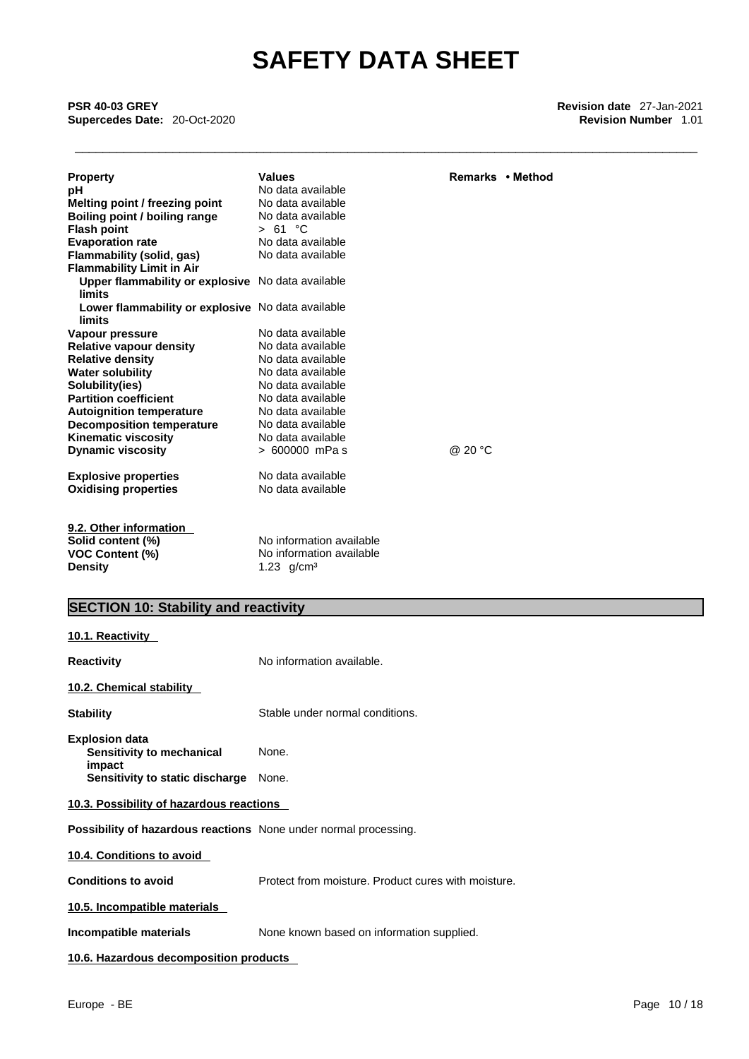| Property | Values | Remarks • Method |
|---|---|---|
| pH | No data available | |
| Melting point / freezing point | No data available | |
| Boiling point / boiling range | No data available | |
| Flash point | > 61 °C | |
| Evaporation rate | No data available | |
| Flammability (solid, gas) | No data available | |
| Flammability Limit in Air | | |
| Upper flammability or explosive limits | No data available | |
| Lower flammability or explosive limits | No data available | |
| Vapour pressure | No data available | |
| Relative vapour density | No data available | |
| Relative density | No data available | |
| Water solubility | No data available | |
| Solubility(ies) | No data available | |
| Partition coefficient | No data available | |
| Autoignition temperature | No data available | |
| Decomposition temperature | No data available | |
| Kinematic viscosity | No data available | |
| Dynamic viscosity | > 600000 mPa s | @ 20 °C |
| Explosive properties | No data available | |
| Oxidising properties | No data available | |

**9.2. Other information**

| | |
|---|---|
| Solid content (%) | No information available |
| VOC Content (%) | No information available |
| Density | 1.23 g/cm³ |

## SECTION 10: Stability and reactivity

**10.1. Reactivity**

**Reactivity** No information available.

**10.2. Chemical stability**

**Stability** Stable under normal conditions.

**Explosion data**
**Sensitivity to mechanical impact** None.
**Sensitivity to static discharge** None.

**10.3. Possibility of hazardous reactions**

**Possibility of hazardous reactions** None under normal processing.

**10.4. Conditions to avoid**

**Conditions to avoid** Protect from moisture. Product cures with moisture.

**10.5. Incompatible materials**

**Incompatible materials** None known based on information supplied.

**10.6. Hazardous decomposition products**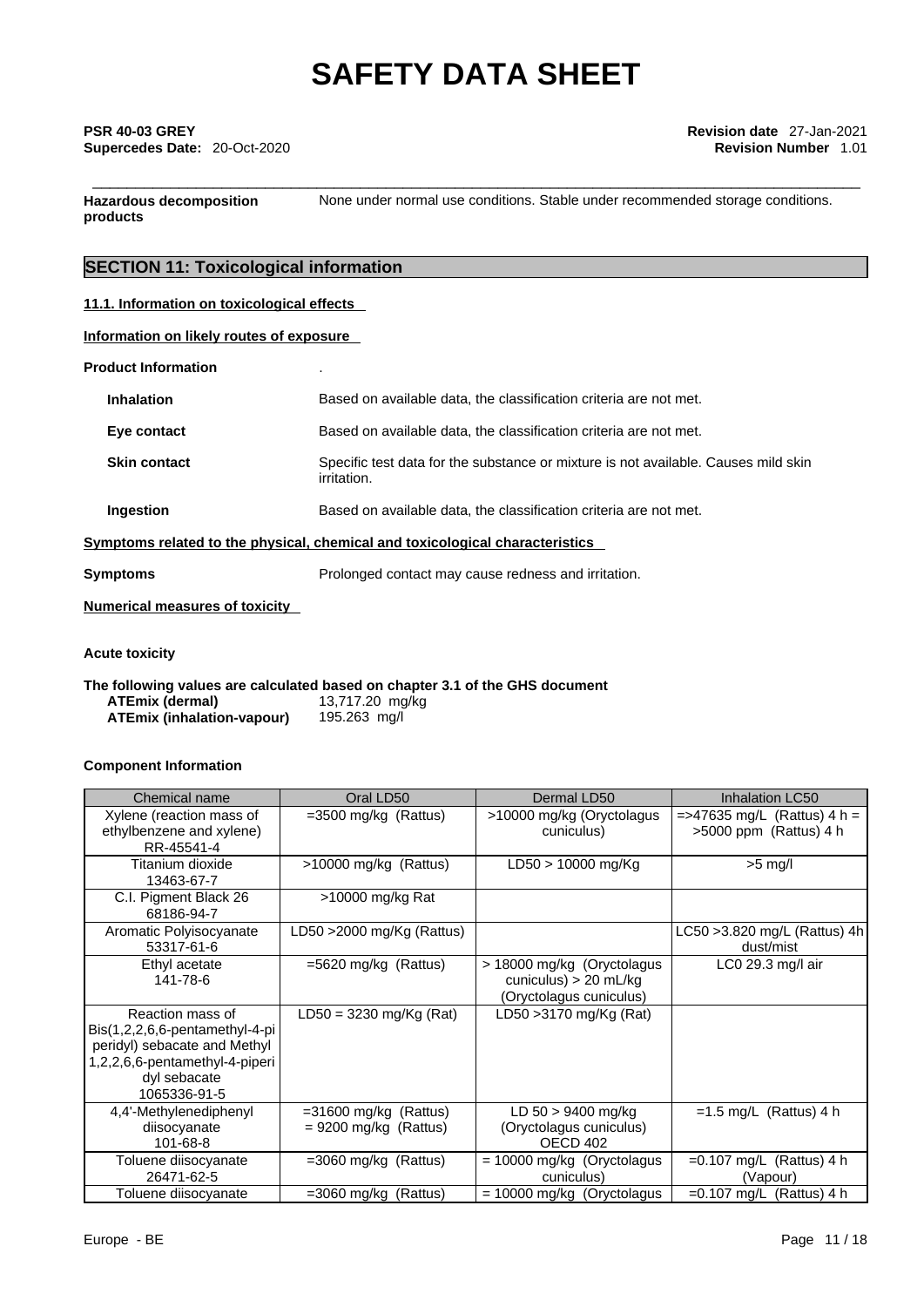**Hazardous decomposition products** None under normal use conditions. Stable under recommended storage conditions.

## SECTION 11: Toxicological information

**11.1. Information on toxicological effects**

**Information on likely routes of exposure**

**Product Information** .

**Inhalation** Based on available data, the classification criteria are not met.

**Eye contact** Based on available data, the classification criteria are not met.

**Skin contact** Specific test data for the substance or mixture is not available. Causes mild skin irritation.

**Ingestion** Based on available data, the classification criteria are not met.

**Symptoms related to the physical, chemical and toxicological characteristics**

**Symptoms** Prolonged contact may cause redness and irritation.

**Numerical measures of toxicity**

**Acute toxicity**

**The following values are calculated based on chapter 3.1 of the GHS document**

**ATEmix (dermal)** 13,717.20 mg/kg
**ATEmix (inhalation-vapour)** 195.263 mg/l

**Component Information**

| Chemical name | Oral LD50 | Dermal LD50 | Inhalation LC50 |
|---|---|---|---|
| Xylene (reaction mass of ethylbenzene and xylene)<br>RR-45541-4 | =3500 mg/kg (Rattus) | >10000 mg/kg (Oryctolagus cuniculus) | =>47635 mg/L (Rattus) 4 h = >5000 ppm (Rattus) 4 h |
| Titanium dioxide<br>13463-67-7 | >10000 mg/kg (Rattus) | LD50 > 10000 mg/Kg | >5 mg/l |
| C.I. Pigment Black 26<br>68186-94-7 | >10000 mg/kg Rat | | |
| Aromatic Polyisocyanate<br>53317-61-6 | LD50 >2000 mg/Kg (Rattus) | | LC50 >3.820 mg/L (Rattus) 4h dust/mist |
| Ethyl acetate<br>141-78-6 | =5620 mg/kg (Rattus) | > 18000 mg/kg (Oryctolagus cuniculus) > 20 mL/kg (Oryctolagus cuniculus) | LC0 29.3 mg/l air |
| Reaction mass of Bis(1,2,2,6,6-pentamethyl-4-piperidyl) sebacate and Methyl 1,2,2,6,6-pentamethyl-4-piperidyl sebacate<br>1065336-91-5 | LD50 = 3230 mg/Kg (Rat) | LD50 >3170 mg/Kg (Rat) | |
| 4,4'-Methylenediphenyl diisocyanate<br>101-68-8 | =31600 mg/kg (Rattus)<br>= 9200 mg/kg (Rattus) | LD 50 > 9400 mg/kg (Oryctolagus cuniculus) OECD 402 | =1.5 mg/L (Rattus) 4 h |
| Toluene diisocyanate<br>26471-62-5 | =3060 mg/kg (Rattus) | = 10000 mg/kg (Oryctolagus cuniculus) | =0.107 mg/L (Rattus) 4 h (Vapour) |
| Toluene diisocyanate | =3060 mg/kg (Rattus) | = 10000 mg/kg (Oryctolagus | =0.107 mg/L (Rattus) 4 h |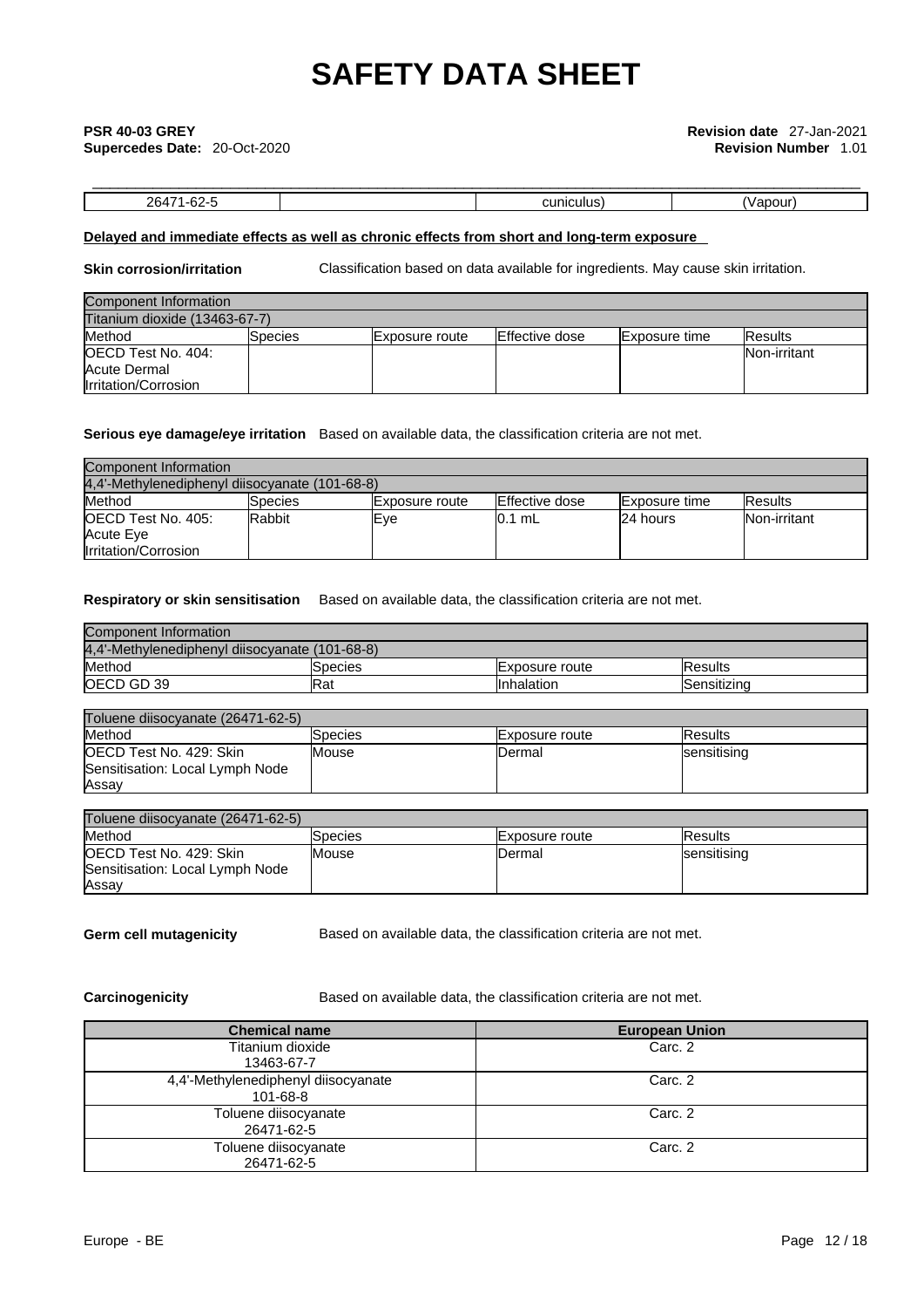| 26471-62-5 | | cuniculus) | (Vapour) |
|---|---|---|---|

**Delayed and immediate effects as well as chronic effects from short and long-term exposure**

**Skin corrosion/irritation** Classification based on data available for ingredients. May cause skin irritation.

| Component Information | | | | | |
|---|---|---|---|---|---|
| Titanium dioxide (13463-67-7) | | | | | |
| Method | Species | Exposure route | Effective dose | Exposure time | Results |
| OECD Test No. 404: Acute Dermal Irritation/Corrosion | | | | | Non-irritant |

**Serious eye damage/eye irritation** Based on available data, the classification criteria are not met.

| Component Information | | | | | |
|---|---|---|---|---|---|
| 4,4'-Methylenediphenyl diisocyanate (101-68-8) | | | | | |
| Method | Species | Exposure route | Effective dose | Exposure time | Results |
| OECD Test No. 405: Acute Eye Irritation/Corrosion | Rabbit | Eye | 0.1 mL | 24 hours | Non-irritant |

**Respiratory or skin sensitisation** Based on available data, the classification criteria are not met.

| Component Information | | | |
|---|---|---|---|
| 4,4'-Methylenediphenyl diisocyanate (101-68-8) | | | |
| Method | Species | Exposure route | Results |
| OECD GD 39 | Rat | Inhalation | Sensitizing |

| Toluene diisocyanate (26471-62-5) | | | |
|---|---|---|---|
| Method | Species | Exposure route | Results |
| OECD Test No. 429: Skin Sensitisation: Local Lymph Node Assay | Mouse | Dermal | sensitising |

| Toluene diisocyanate (26471-62-5) | | | |
|---|---|---|---|
| Method | Species | Exposure route | Results |
| OECD Test No. 429: Skin Sensitisation: Local Lymph Node Assay | Mouse | Dermal | sensitising |

**Germ cell mutagenicity** Based on available data, the classification criteria are not met.

**Carcinogenicity** Based on available data, the classification criteria are not met.

| Chemical name | European Union |
|---|---|
| Titanium dioxide 13463-67-7 | Carc. 2 |
| 4,4'-Methylenediphenyl diisocyanate 101-68-8 | Carc. 2 |
| Toluene diisocyanate 26471-62-5 | Carc. 2 |
| Toluene diisocyanate 26471-62-5 | Carc. 2 |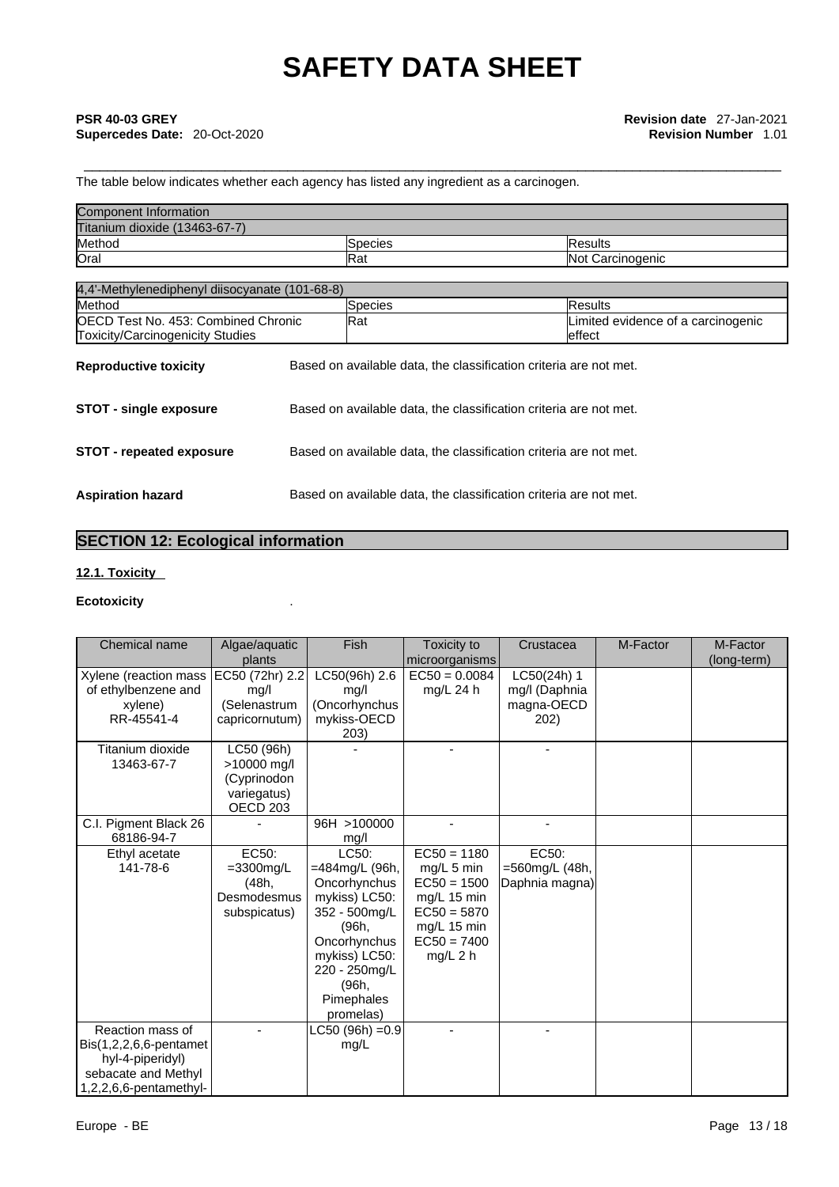The table below indicates whether each agency has listed any ingredient as a carcinogen.

| Component Information | | |
|---|---|---|
| Titanium dioxide (13463-67-7) | | |
| Method | Species | Results |
| Oral | Rat | Not Carcinogenic |

| 4,4'-Methylenediphenyl diisocyanate (101-68-8) | | |
|---|---|---|
| Method | Species | Results |
| OECD Test No. 453: Combined Chronic Toxicity/Carcinogenicity Studies | Rat | Limited evidence of a carcinogenic effect |

**Reproductive toxicity** Based on available data, the classification criteria are not met.

**STOT - single exposure** Based on available data, the classification criteria are not met.

**STOT - repeated exposure** Based on available data, the classification criteria are not met.

**Aspiration hazard** Based on available data, the classification criteria are not met.

## SECTION 12: Ecological information

### 12.1. Toxicity

**Ecotoxicity** .

| Chemical name | Algae/aquatic plants | Fish | Toxicity to microorganisms | Crustacea | M-Factor | M-Factor (long-term) |
|---|---|---|---|---|---|---|
| Xylene (reaction mass of ethylbenzene and xylene) RR-45541-4 | EC50 (72hr) 2.2 mg/l (Selenastrum capricornutum) | LC50(96h) 2.6 mg/l (Oncorhynchus mykiss-OECD 203) | EC50 = 0.0084 mg/L 24 h | LC50(24h) 1 mg/l (Daphnia magna-OECD 202) | | |
| Titanium dioxide 13463-67-7 | LC50 (96h) >10000 mg/l (Cyprinodon variegatus) OECD 203 | - | - | - | | |
| C.I. Pigment Black 26 68186-94-7 | - | 96H >100000 mg/l | - | - | | |
| Ethyl acetate 141-78-6 | EC50: =3300mg/L (48h, Desmodesmus subspicatus) | LC50: =484mg/L (96h, Oncorhynchus mykiss) LC50: 352 - 500mg/L (96h, Oncorhynchus mykiss) LC50: 220 - 250mg/L (96h, Pimephales promelas) | EC50 = 1180 mg/L 5 min EC50 = 1500 mg/L 15 min EC50 = 5870 mg/L 15 min EC50 = 7400 mg/L 2 h | EC50: =560mg/L (48h, Daphnia magna) | | |
| Reaction mass of Bis(1,2,2,6,6-pentamethyl-4-piperidyl) sebacate and Methyl 1,2,2,6,6-pentamethyl- | - | LC50 (96h) =0.9 mg/L | - | - | | |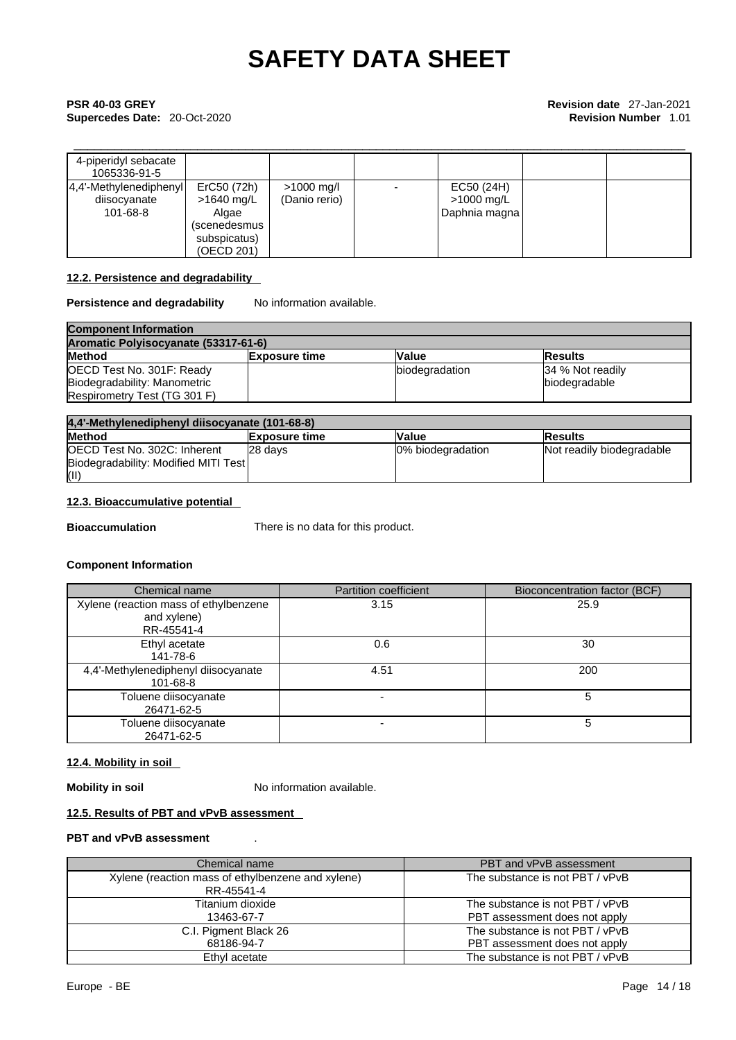| | | | | | | |
|---|---|---|---|---|---|---|
| 4-piperidyl sebacate 1065336-91-5 | | | | | | |
| 4,4'-Methylenediphenyl diisocyanate 101-68-8 | ErC50 (72h) >1640 mg/L Algae (scenedesmus subspicatus) (OECD 201) | >1000 mg/l (Danio rerio) | - | EC50 (24H) >1000 mg/L Daphnia magna | | |

#### 12.2. Persistence and degradability

**Persistence and degradability** No information available.

| **Component Information** | | | |
|---|---|---|---|
| **Aromatic Polyisocyanate (53317-61-6)** | | | |
| **Method** | **Exposure time** | **Value** | **Results** |
| OECD Test No. 301F: Ready Biodegradability: Manometric Respirometry Test (TG 301 F) | | biodegradation | 34 % Not readily biodegradable |

| **4,4'-Methylenediphenyl diisocyanate (101-68-8)** | | | |
|---|---|---|---|
| **Method** | **Exposure time** | **Value** | **Results** |
| OECD Test No. 302C: Inherent Biodegradability: Modified MITI Test (II) | 28 days | 0% biodegradation | Not readily biodegradable |

#### 12.3. Bioaccumulative potential

**Bioaccumulation** There is no data for this product.

**Component Information**

| Chemical name | Partition coefficient | Bioconcentration factor (BCF) |
|---|---|---|
| Xylene (reaction mass of ethylbenzene and xylene) RR-45541-4 | 3.15 | 25.9 |
| Ethyl acetate 141-78-6 | 0.6 | 30 |
| 4,4'-Methylenediphenyl diisocyanate 101-68-8 | 4.51 | 200 |
| Toluene diisocyanate 26471-62-5 | - | 5 |
| Toluene diisocyanate 26471-62-5 | - | 5 |

#### 12.4. Mobility in soil

**Mobility in soil** No information available.

#### 12.5. Results of PBT and vPvB assessment

**PBT and vPvB assessment** .

| Chemical name | PBT and vPvB assessment |
|---|---|
| Xylene (reaction mass of ethylbenzene and xylene) RR-45541-4 | The substance is not PBT / vPvB |
| Titanium dioxide 13463-67-7 | The substance is not PBT / vPvB PBT assessment does not apply |
| C.I. Pigment Black 26 68186-94-7 | The substance is not PBT / vPvB PBT assessment does not apply |
| Ethyl acetate | The substance is not PBT / vPvB |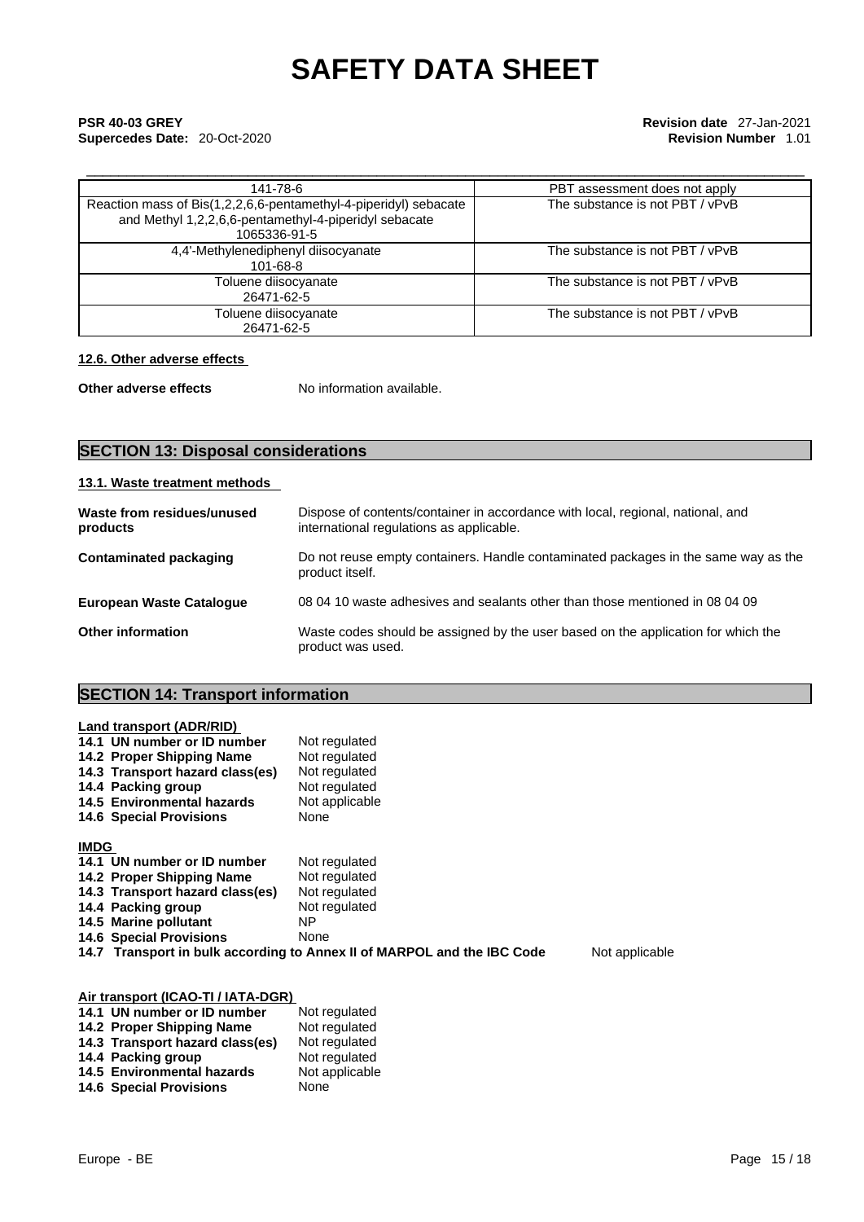| | |
|---|---|
| 141-78-6 | PBT assessment does not apply |
| Reaction mass of Bis(1,2,2,6,6-pentamethyl-4-piperidyl) sebacate and Methyl 1,2,2,6,6-pentamethyl-4-piperidyl sebacate 1065336-91-5 | The substance is not PBT / vPvB |
| 4,4'-Methylenediphenyl diisocyanate 101-68-8 | The substance is not PBT / vPvB |
| Toluene diisocyanate 26471-62-5 | The substance is not PBT / vPvB |
| Toluene diisocyanate 26471-62-5 | The substance is not PBT / vPvB |

**12.6. Other adverse effects**

**Other adverse effects** No information available.

## SECTION 13: Disposal considerations

**13.1. Waste treatment methods**

| | |
|---|---|
| **Waste from residues/unused products** | Dispose of contents/container in accordance with local, regional, national, and international regulations as applicable. |
| **Contaminated packaging** | Do not reuse empty containers. Handle contaminated packages in the same way as the product itself. |
| **European Waste Catalogue** | 08 04 10 waste adhesives and sealants other than those mentioned in 08 04 09 |
| **Other information** | Waste codes should be assigned by the user based on the application for which the product was used. |

## SECTION 14: Transport information

**Land transport (ADR/RID)**

| | |
|---|---|
| **14.1 UN number or ID number** | Not regulated |
| **14.2 Proper Shipping Name** | Not regulated |
| **14.3 Transport hazard class(es)** | Not regulated |
| **14.4 Packing group** | Not regulated |
| **14.5 Environmental hazards** | Not applicable |
| **14.6 Special Provisions** | None |

**IMDG**

| | |
|---|---|
| **14.1 UN number or ID number** | Not regulated |
| **14.2 Proper Shipping Name** | Not regulated |
| **14.3 Transport hazard class(es)** | Not regulated |
| **14.4 Packing group** | Not regulated |
| **14.5 Marine pollutant** | NP |
| **14.6 Special Provisions** | None |
| **14.7 Transport in bulk according to Annex II of MARPOL and the IBC Code** | Not applicable |

**Air transport (ICAO-TI / IATA-DGR)**

| | |
|---|---|
| **14.1 UN number or ID number** | Not regulated |
| **14.2 Proper Shipping Name** | Not regulated |
| **14.3 Transport hazard class(es)** | Not regulated |
| **14.4 Packing group** | Not regulated |
| **14.5 Environmental hazards** | Not applicable |
| **14.6 Special Provisions** | None |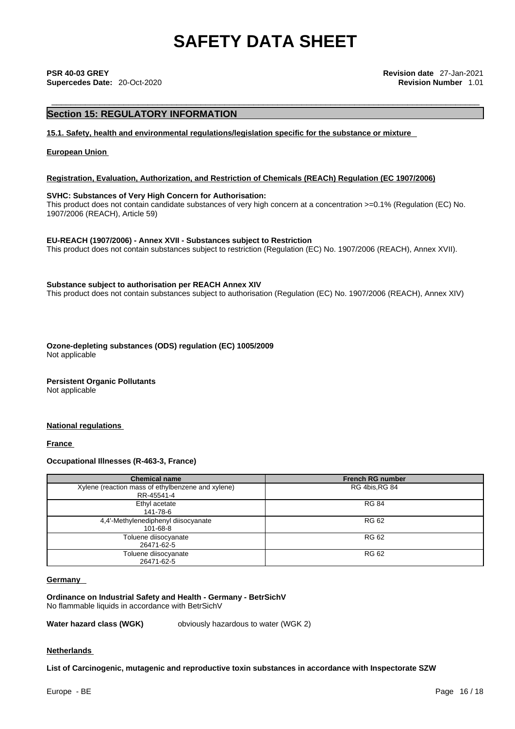# SAFETY DATA SHEET

**PSR 40-03 GREY**
**Supercedes Date:** 20-Oct-2020

**Revision date** 27-Jan-2021
**Revision Number** 1.01

## Section 15: REGULATORY INFORMATION

**15.1. Safety, health and environmental regulations/legislation specific for the substance or mixture**

**European Union**

**Registration, Evaluation, Authorization, and Restriction of Chemicals (REACh) Regulation (EC 1907/2006)**

**SVHC: Substances of Very High Concern for Authorisation:**
This product does not contain candidate substances of very high concern at a concentration >=0.1% (Regulation (EC) No. 1907/2006 (REACH), Article 59)

**EU-REACH (1907/2006) - Annex XVII - Substances subject to Restriction**
This product does not contain substances subject to restriction (Regulation (EC) No. 1907/2006 (REACH), Annex XVII).

**Substance subject to authorisation per REACH Annex XIV**
This product does not contain substances subject to authorisation (Regulation (EC) No. 1907/2006 (REACH), Annex XIV)

**Ozone-depleting substances (ODS) regulation (EC) 1005/2009**
Not applicable

**Persistent Organic Pollutants**
Not applicable

**National regulations**

**France**

**Occupational Illnesses (R-463-3, France)**

| Chemical name | French RG number |
|---|---|
| Xylene (reaction mass of ethylbenzene and xylene)<br>RR-45541-4 | RG 4bis,RG 84 |
| Ethyl acetate<br>141-78-6 | RG 84 |
| 4,4'-Methylenediphenyl diisocyanate<br>101-68-8 | RG 62 |
| Toluene diisocyanate<br>26471-62-5 | RG 62 |
| Toluene diisocyanate<br>26471-62-5 | RG 62 |

**Germany**

**Ordinance on Industrial Safety and Health - Germany - BetrSichV**
No flammable liquids in accordance with BetrSichV

**Water hazard class (WGK)** obviously hazardous to water (WGK 2)

**Netherlands**

**List of Carcinogenic, mutagenic and reproductive toxin substances in accordance with Inspectorate SZW**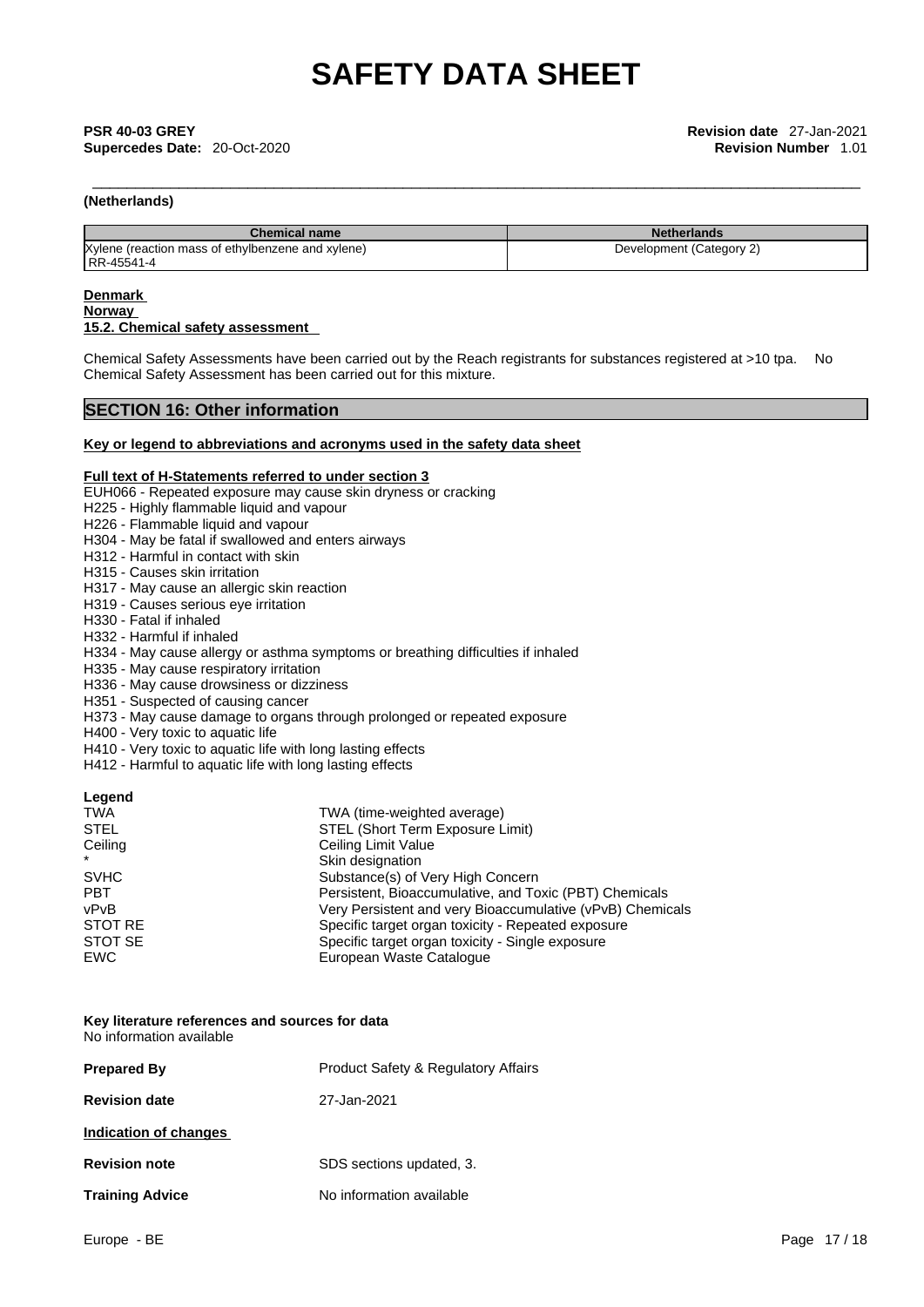**(Netherlands)**

| Chemical name | Netherlands |
| --- | --- |
| Xylene (reaction mass of ethylbenzene and xylene) RR-45541-4 | Development (Category 2) |

**Denmark**

**Norway**

**15.2. Chemical safety assessment**

Chemical Safety Assessments have been carried out by the Reach registrants for substances registered at >10 tpa. No Chemical Safety Assessment has been carried out for this mixture.

## SECTION 16: Other information

**Key or legend to abbreviations and acronyms used in the safety data sheet**

**Full text of H-Statements referred to under section 3**

EUH066 - Repeated exposure may cause skin dryness or cracking
H225 - Highly flammable liquid and vapour
H226 - Flammable liquid and vapour
H304 - May be fatal if swallowed and enters airways
H312 - Harmful in contact with skin
H315 - Causes skin irritation
H317 - May cause an allergic skin reaction
H319 - Causes serious eye irritation
H330 - Fatal if inhaled
H332 - Harmful if inhaled
H334 - May cause allergy or asthma symptoms or breathing difficulties if inhaled
H335 - May cause respiratory irritation
H336 - May cause drowsiness or dizziness
H351 - Suspected of causing cancer
H373 - May cause damage to organs through prolonged or repeated exposure
H400 - Very toxic to aquatic life
H410 - Very toxic to aquatic life with long lasting effects
H412 - Harmful to aquatic life with long lasting effects

**Legend**

| | |
| --- | --- |
| TWA | TWA (time-weighted average) |
| STEL | STEL (Short Term Exposure Limit) |
| Ceiling | Ceiling Limit Value |
| * | Skin designation |
| SVHC | Substance(s) of Very High Concern |
| PBT | Persistent, Bioaccumulative, and Toxic (PBT) Chemicals |
| vPvB | Very Persistent and very Bioaccumulative (vPvB) Chemicals |
| STOT RE | Specific target organ toxicity - Repeated exposure |
| STOT SE | Specific target organ toxicity - Single exposure |
| EWC | European Waste Catalogue |

**Key literature references and sources for data**
No information available

**Prepared By** Product Safety & Regulatory Affairs

**Revision date** 27-Jan-2021

**Indication of changes**

**Revision note** SDS sections updated, 3.

**Training Advice** No information available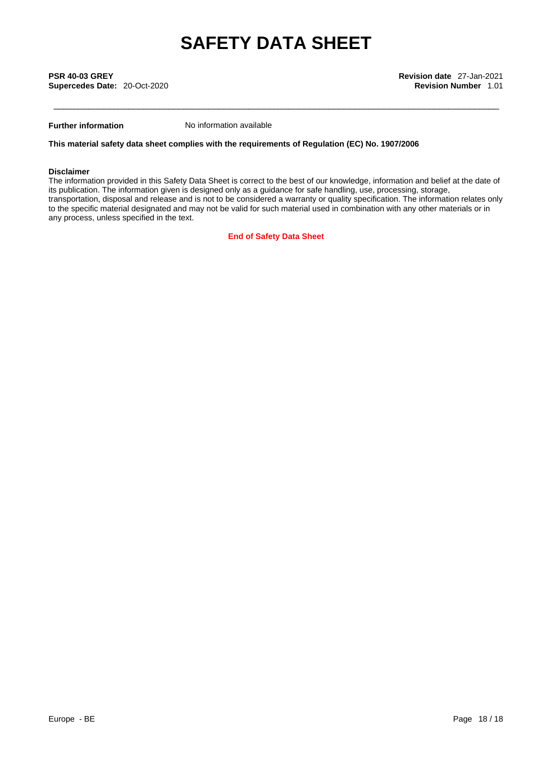**Further information** No information available

**This material safety data sheet complies with the requirements of Regulation (EC) No. 1907/2006**

**Disclaimer**

The information provided in this Safety Data Sheet is correct to the best of our knowledge, information and belief at the date of its publication. The information given is designed only as a guidance for safe handling, use, processing, storage, transportation, disposal and release and is not to be considered a warranty or quality specification. The information relates only to the specific material designated and may not be valid for such material used in combination with any other materials or in any process, unless specified in the text.

**End of Safety Data Sheet**